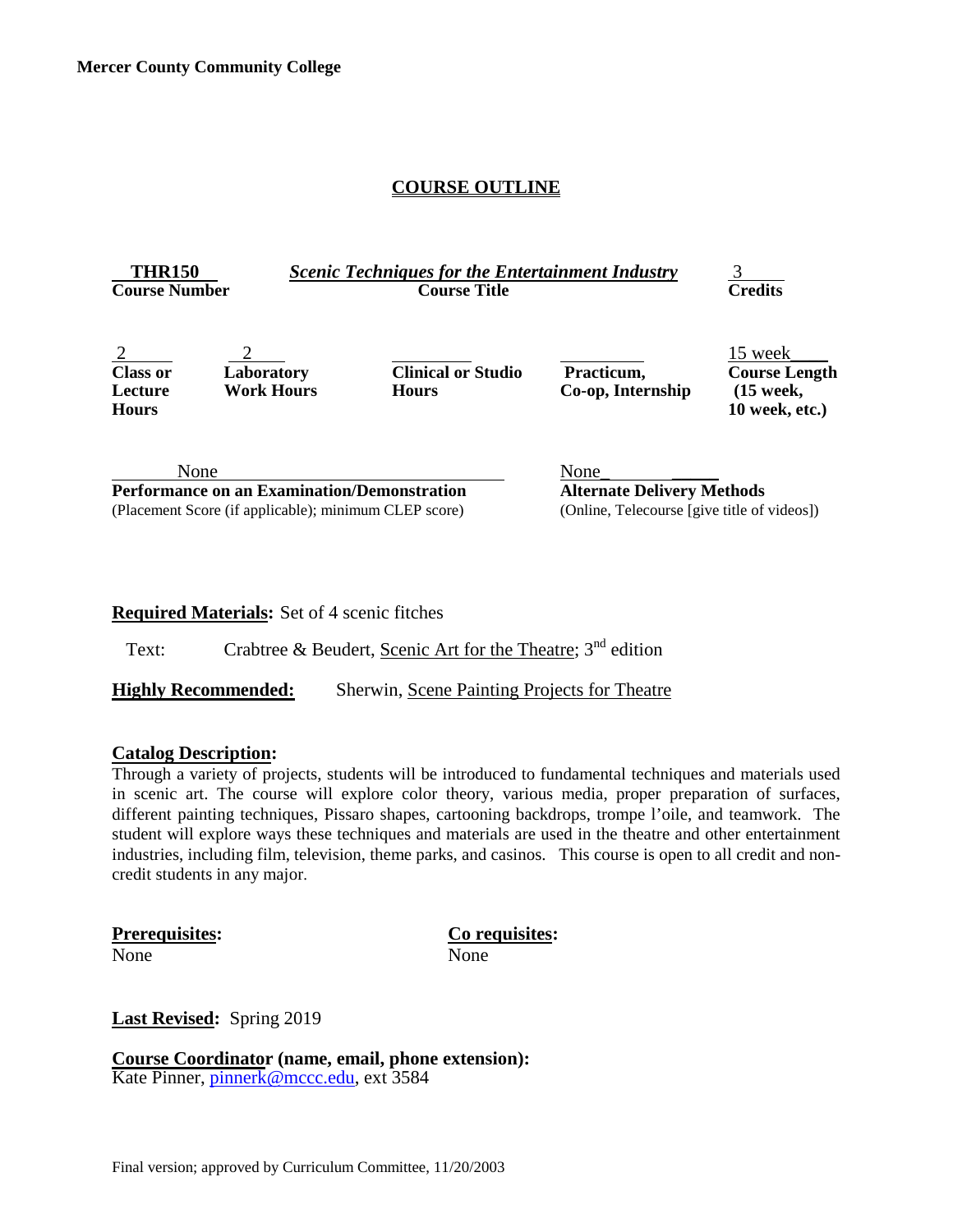**Mercer County Community College**

# COURSE OUTLINE

| THR150 | *Scenic Techniques for the Entertainment Industry* | 3 |
|---|---|---|
| **Course Number** | **Course Title** | **Credits** |

| 2 | 2 | | | 15 week |
|---|---|---|---|---|
| **Class or Lecture Hours** | **Laboratory Work Hours** | **Clinical or Studio Hours** | **Practicum, Co-op, Internship** | **Course Length (15 week, 10 week, etc.)** |

| None | None |
|---|---|
| **Performance on an Examination/Demonstration** (Placement Score (if applicable); minimum CLEP score) | **Alternate Delivery Methods** (Online, Telecourse [give title of videos]) |

**Required Materials:** Set of 4 scenic fitches

Text: Crabtree & Beudert, Scenic Art for the Theatre; 3rd edition

**Highly Recommended:** Sherwin, Scene Painting Projects for Theatre

**Catalog Description:**
Through a variety of projects, students will be introduced to fundamental techniques and materials used in scenic art. The course will explore color theory, various media, proper preparation of surfaces, different painting techniques, Pissaro shapes, cartooning backdrops, trompe l'oile, and teamwork. The student will explore ways these techniques and materials are used in the theatre and other entertainment industries, including film, television, theme parks, and casinos. This course is open to all credit and non-credit students in any major.

**Prerequisites:**
None

**Co requisites:**
None

**Last Revised:** Spring 2019

**Course Coordinator (name, email, phone extension):**
Kate Pinner, pinnerk@mccc.edu, ext 3584

Final version; approved by Curriculum Committee, 11/20/2003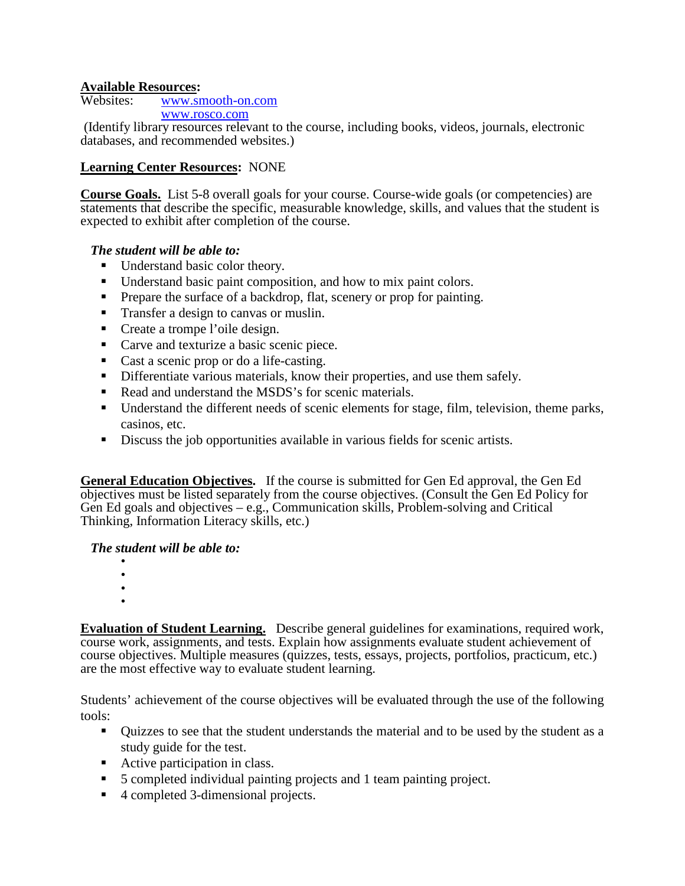**Available Resources:**
Websites: [www.smooth-on.com](http://www.smooth-on.com)
[www.rosco.com](http://www.rosco.com)
(Identify library resources relevant to the course, including books, videos, journals, electronic databases, and recommended websites.)

**Learning Center Resources:** NONE

**Course Goals.** List 5-8 overall goals for your course. Course-wide goals (or competencies) are statements that describe the specific, measurable knowledge, skills, and values that the student is expected to exhibit after completion of the course.

***The student will be able to:***

- Understand basic color theory.
- Understand basic paint composition, and how to mix paint colors.
- Prepare the surface of a backdrop, flat, scenery or prop for painting.
- Transfer a design to canvas or muslin.
- Create a trompe l'oile design.
- Carve and texturize a basic scenic piece.
- Cast a scenic prop or do a life-casting.
- Differentiate various materials, know their properties, and use them safely.
- Read and understand the MSDS's for scenic materials.
- Understand the different needs of scenic elements for stage, film, television, theme parks, casinos, etc.
- Discuss the job opportunities available in various fields for scenic artists.

**General Education Objectives.** If the course is submitted for Gen Ed approval, the Gen Ed objectives must be listed separately from the course objectives. (Consult the Gen Ed Policy for Gen Ed goals and objectives – e.g., Communication skills, Problem-solving and Critical Thinking, Information Literacy skills, etc.)

***The student will be able to:***

-
-
-
-

**Evaluation of Student Learning.** Describe general guidelines for examinations, required work, course work, assignments, and tests. Explain how assignments evaluate student achievement of course objectives. Multiple measures (quizzes, tests, essays, projects, portfolios, practicum, etc.) are the most effective way to evaluate student learning.

Students' achievement of the course objectives will be evaluated through the use of the following tools:

- Quizzes to see that the student understands the material and to be used by the student as a study guide for the test.
- Active participation in class.
- 5 completed individual painting projects and 1 team painting project.
- 4 completed 3-dimensional projects.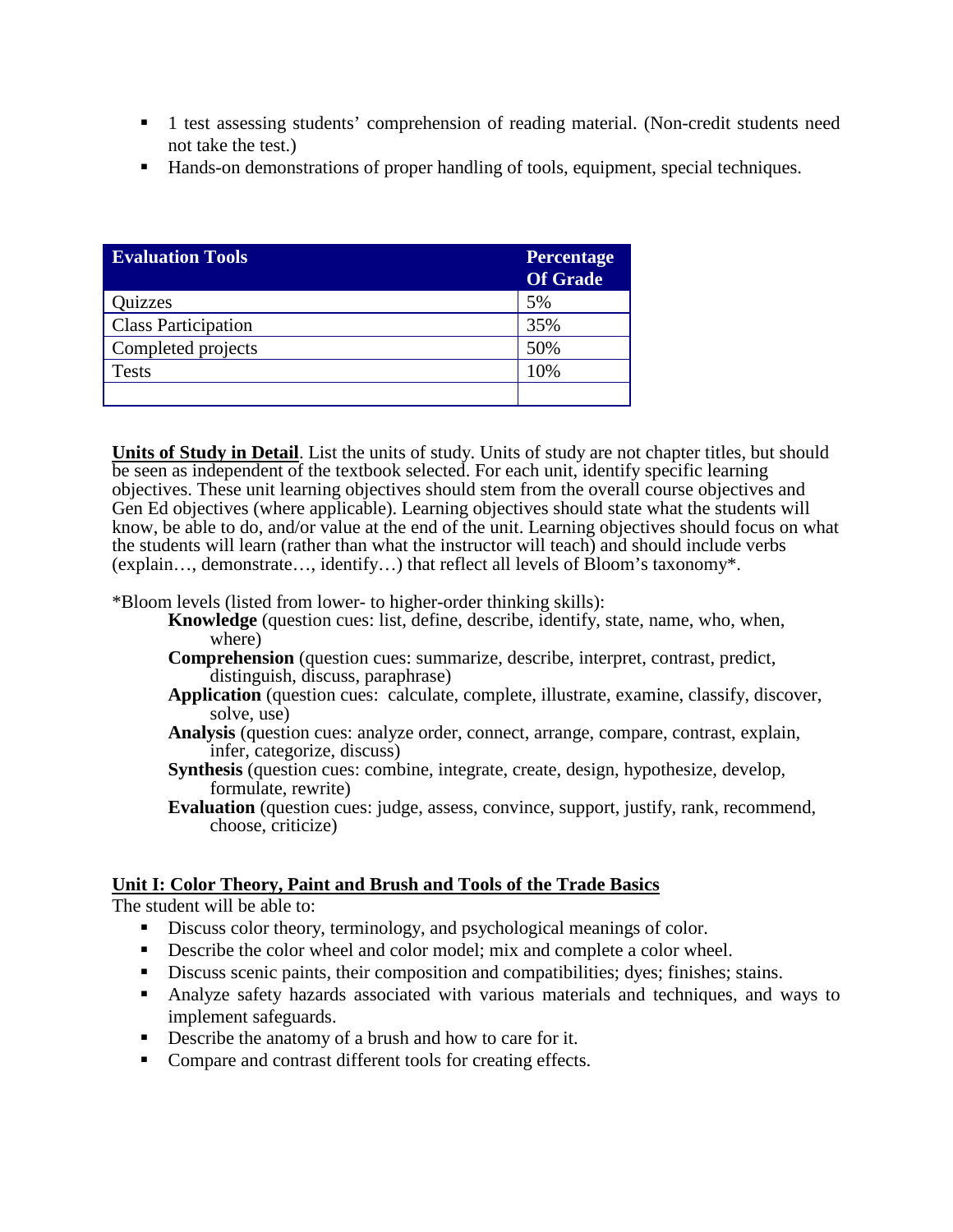- 1 test assessing students' comprehension of reading material. (Non-credit students need not take the test.)
- Hands-on demonstrations of proper handling of tools, equipment, special techniques.

| Evaluation Tools | Percentage Of Grade |
|---|---|
| Quizzes | 5% |
| Class Participation | 35% |
| Completed projects | 50% |
| Tests | 10% |
| | |

**Units of Study in Detail**. List the units of study. Units of study are not chapter titles, but should be seen as independent of the textbook selected. For each unit, identify specific learning objectives. These unit learning objectives should stem from the overall course objectives and Gen Ed objectives (where applicable). Learning objectives should state what the students will know, be able to do, and/or value at the end of the unit. Learning objectives should focus on what the students will learn (rather than what the instructor will teach) and should include verbs (explain…, demonstrate…, identify…) that reflect all levels of Bloom's taxonomy*.

*Bloom levels (listed from lower- to higher-order thinking skills):

- **Knowledge** (question cues: list, define, describe, identify, state, name, who, when, where)
- **Comprehension** (question cues: summarize, describe, interpret, contrast, predict, distinguish, discuss, paraphrase)
- **Application** (question cues: calculate, complete, illustrate, examine, classify, discover, solve, use)
- **Analysis** (question cues: analyze order, connect, arrange, compare, contrast, explain, infer, categorize, discuss)
- **Synthesis** (question cues: combine, integrate, create, design, hypothesize, develop, formulate, rewrite)
- **Evaluation** (question cues: judge, assess, convince, support, justify, rank, recommend, choose, criticize)

**Unit I: Color Theory, Paint and Brush and Tools of the Trade Basics**

The student will be able to:

- Discuss color theory, terminology, and psychological meanings of color.
- Describe the color wheel and color model; mix and complete a color wheel.
- Discuss scenic paints, their composition and compatibilities; dyes; finishes; stains.
- Analyze safety hazards associated with various materials and techniques, and ways to implement safeguards.
- Describe the anatomy of a brush and how to care for it.
- Compare and contrast different tools for creating effects.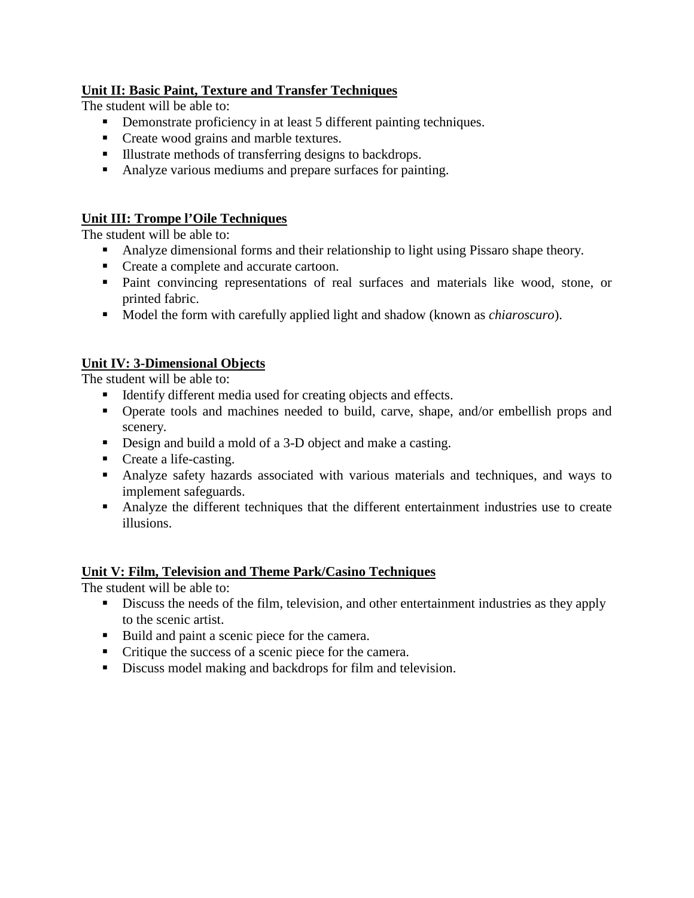**<u>Unit II: Basic Paint, Texture and Transfer Techniques</u>**

The student will be able to:

- Demonstrate proficiency in at least 5 different painting techniques.
- Create wood grains and marble textures.
- Illustrate methods of transferring designs to backdrops.
- Analyze various mediums and prepare surfaces for painting.

**<u>Unit III: Trompe l'Oile Techniques</u>**

The student will be able to:

- Analyze dimensional forms and their relationship to light using Pissaro shape theory.
- Create a complete and accurate cartoon.
- Paint convincing representations of real surfaces and materials like wood, stone, or printed fabric.
- Model the form with carefully applied light and shadow (known as *chiaroscuro*).

**<u>Unit IV: 3-Dimensional Objects</u>**

The student will be able to:

- Identify different media used for creating objects and effects.
- Operate tools and machines needed to build, carve, shape, and/or embellish props and scenery.
- Design and build a mold of a 3-D object and make a casting.
- Create a life-casting.
- Analyze safety hazards associated with various materials and techniques, and ways to implement safeguards.
- Analyze the different techniques that the different entertainment industries use to create illusions.

**<u>Unit V: Film, Television and Theme Park/Casino Techniques</u>**

The student will be able to:

- Discuss the needs of the film, television, and other entertainment industries as they apply to the scenic artist.
- Build and paint a scenic piece for the camera.
- Critique the success of a scenic piece for the camera.
- Discuss model making and backdrops for film and television.